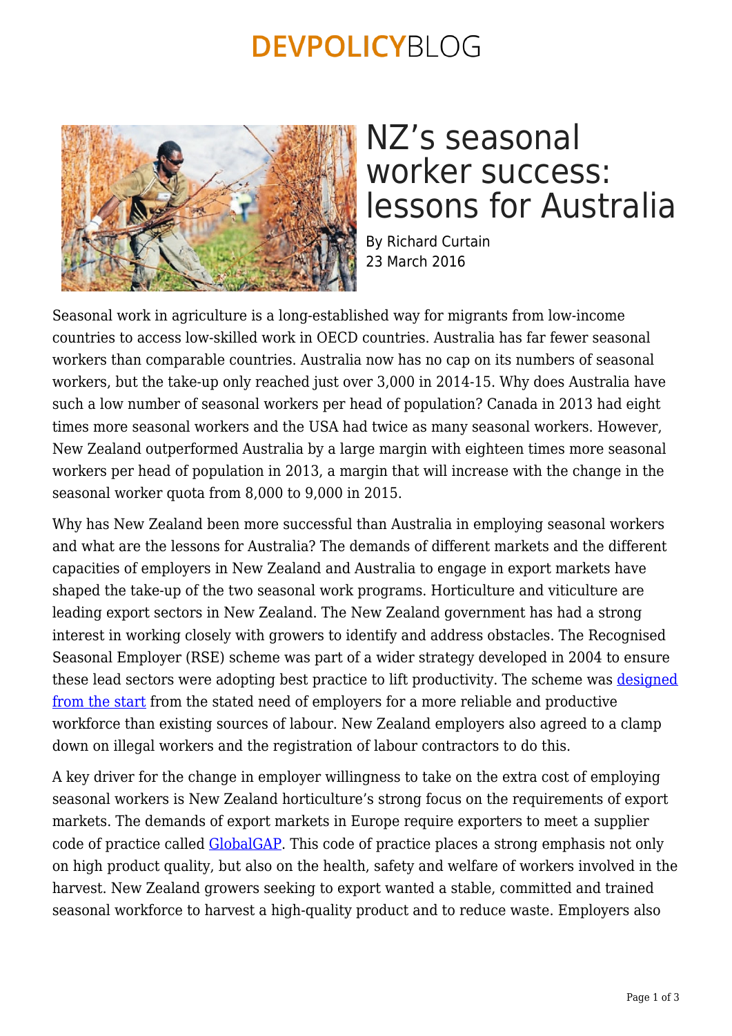# NZ's seasonal worker success: lessons for Australia

By Richard Curtain
23 March 2016

Seasonal work in agriculture is a long-established way for migrants from low-income countries to access low-skilled work in OECD countries. Australia has far fewer seasonal workers than comparable countries. Australia now has no cap on its numbers of seasonal workers, but the take-up only reached just over 3,000 in 2014-15. Why does Australia have such a low number of seasonal workers per head of population? Canada in 2013 had eight times more seasonal workers and the USA had twice as many seasonal workers. However, New Zealand outperformed Australia by a large margin with eighteen times more seasonal workers per head of population in 2013, a margin that will increase with the change in the seasonal worker quota from 8,000 to 9,000 in 2015.

Why has New Zealand been more successful than Australia in employing seasonal workers and what are the lessons for Australia? The demands of different markets and the different capacities of employers in New Zealand and Australia to engage in export markets have shaped the take-up of the two seasonal work programs. Horticulture and viticulture are leading export sectors in New Zealand. The New Zealand government has had a strong interest in working closely with growers to identify and address obstacles. The Recognised Seasonal Employer (RSE) scheme was part of a wider strategy developed in 2004 to ensure these lead sectors were adopting best practice to lift productivity. The scheme was designed from the start from the stated need of employers for a more reliable and productive workforce than existing sources of labour. New Zealand employers also agreed to a clamp down on illegal workers and the registration of labour contractors to do this.

A key driver for the change in employer willingness to take on the extra cost of employing seasonal workers is New Zealand horticulture's strong focus on the requirements of export markets. The demands of export markets in Europe require exporters to meet a supplier code of practice called GlobalGAP. This code of practice places a strong emphasis not only on high product quality, but also on the health, safety and welfare of workers involved in the harvest. New Zealand growers seeking to export wanted a stable, committed and trained seasonal workforce to harvest a high-quality product and to reduce waste. Employers also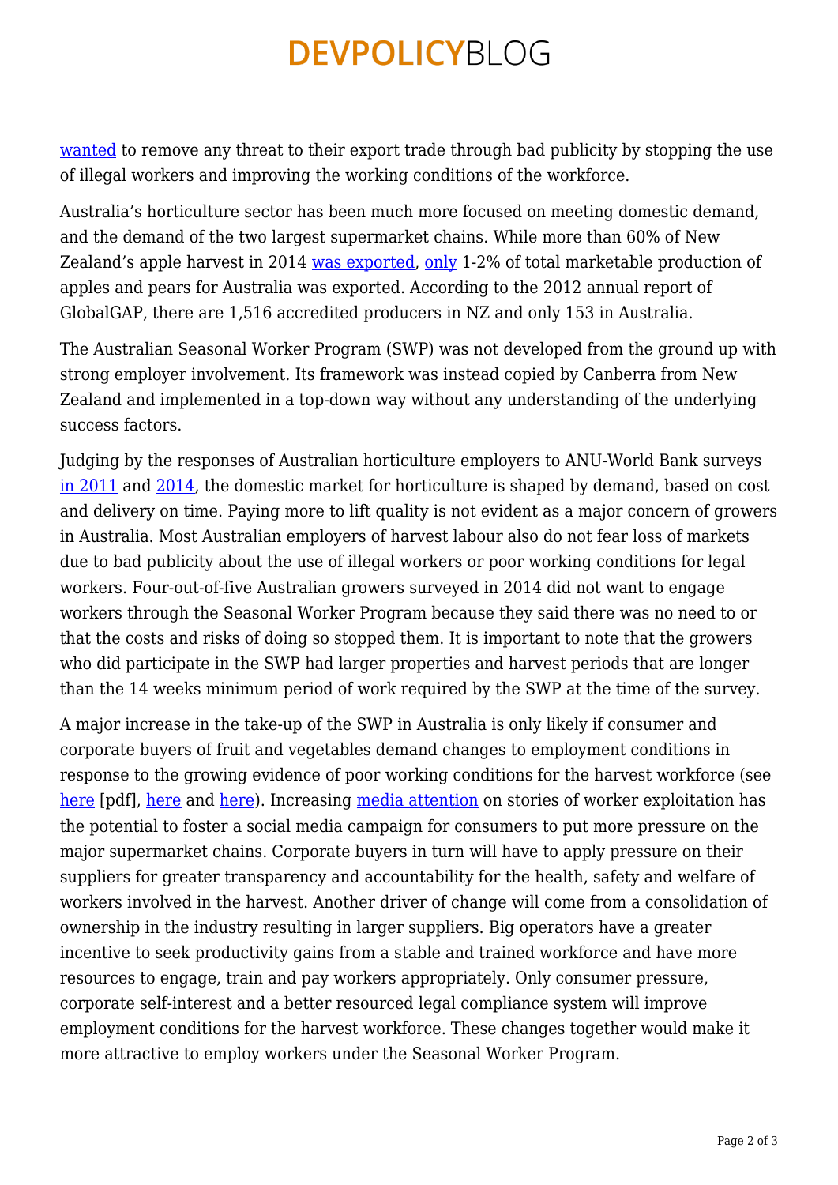wanted to remove any threat to their export trade through bad publicity by stopping the use of illegal workers and improving the working conditions of the workforce.

Australia's horticulture sector has been much more focused on meeting domestic demand, and the demand of the two largest supermarket chains. While more than 60% of New Zealand's apple harvest in 2014 was exported, only 1-2% of total marketable production of apples and pears for Australia was exported. According to the 2012 annual report of GlobalGAP, there are 1,516 accredited producers in NZ and only 153 in Australia.

The Australian Seasonal Worker Program (SWP) was not developed from the ground up with strong employer involvement. Its framework was instead copied by Canberra from New Zealand and implemented in a top-down way without any understanding of the underlying success factors.

Judging by the responses of Australian horticulture employers to ANU-World Bank surveys in 2011 and 2014, the domestic market for horticulture is shaped by demand, based on cost and delivery on time. Paying more to lift quality is not evident as a major concern of growers in Australia. Most Australian employers of harvest labour also do not fear loss of markets due to bad publicity about the use of illegal workers or poor working conditions for legal workers. Four-out-of-five Australian growers surveyed in 2014 did not want to engage workers through the Seasonal Worker Program because they said there was no need to or that the costs and risks of doing so stopped them. It is important to note that the growers who did participate in the SWP had larger properties and harvest periods that are longer than the 14 weeks minimum period of work required by the SWP at the time of the survey.

A major increase in the take-up of the SWP in Australia is only likely if consumer and corporate buyers of fruit and vegetables demand changes to employment conditions in response to the growing evidence of poor working conditions for the harvest workforce (see here [pdf], here and here). Increasing media attention on stories of worker exploitation has the potential to foster a social media campaign for consumers to put more pressure on the major supermarket chains. Corporate buyers in turn will have to apply pressure on their suppliers for greater transparency and accountability for the health, safety and welfare of workers involved in the harvest. Another driver of change will come from a consolidation of ownership in the industry resulting in larger suppliers. Big operators have a greater incentive to seek productivity gains from a stable and trained workforce and have more resources to engage, train and pay workers appropriately. Only consumer pressure, corporate self-interest and a better resourced legal compliance system will improve employment conditions for the harvest workforce. These changes together would make it more attractive to employ workers under the Seasonal Worker Program.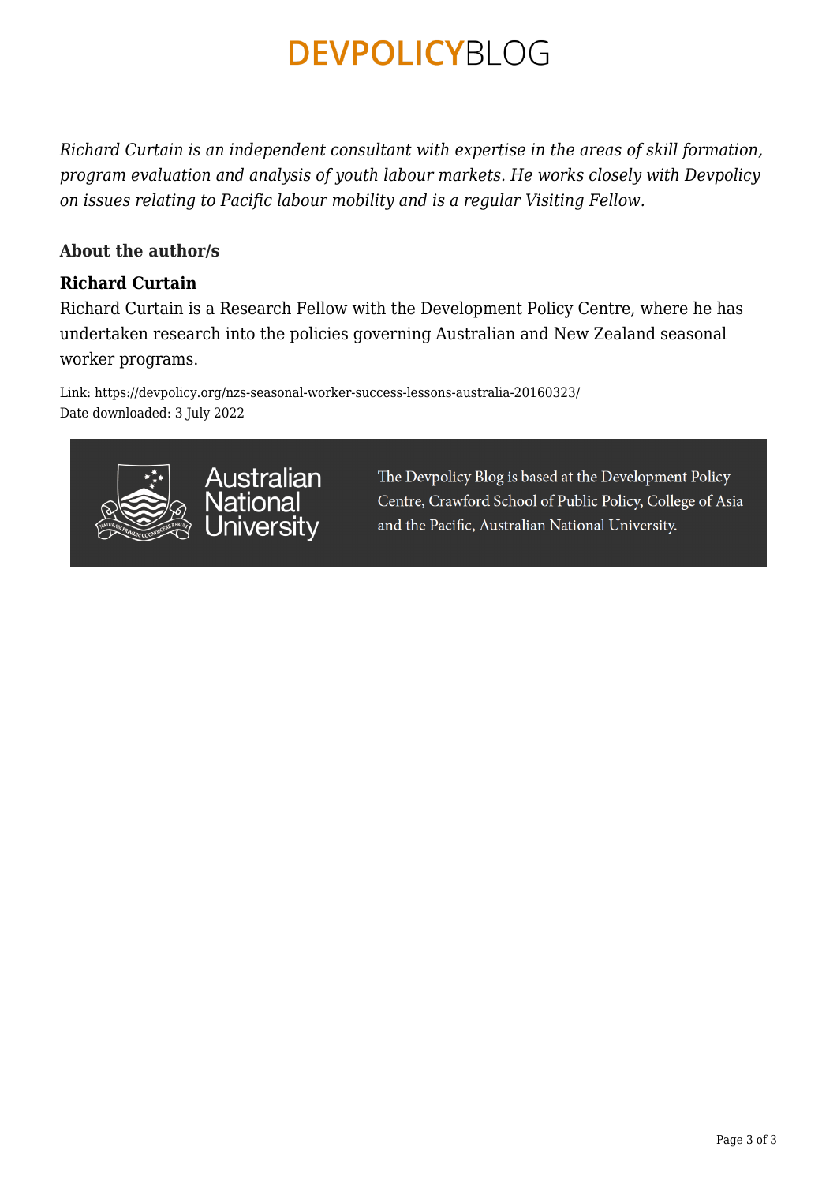*Richard Curtain is an independent consultant with expertise in the areas of skill formation, program evaluation and analysis of youth labour markets. He works closely with Devpolicy on issues relating to Pacific labour mobility and is a regular Visiting Fellow.*

### About the author/s

**Richard Curtain**
Richard Curtain is a Research Fellow with the Development Policy Centre, where he has undertaken research into the policies governing Australian and New Zealand seasonal worker programs.

Link: https://devpolicy.org/nzs-seasonal-worker-success-lessons-australia-20160323/
Date downloaded: 3 July 2022

Australian National University

The Devpolicy Blog is based at the Development Policy Centre, Crawford School of Public Policy, College of Asia and the Pacific, Australian National University.